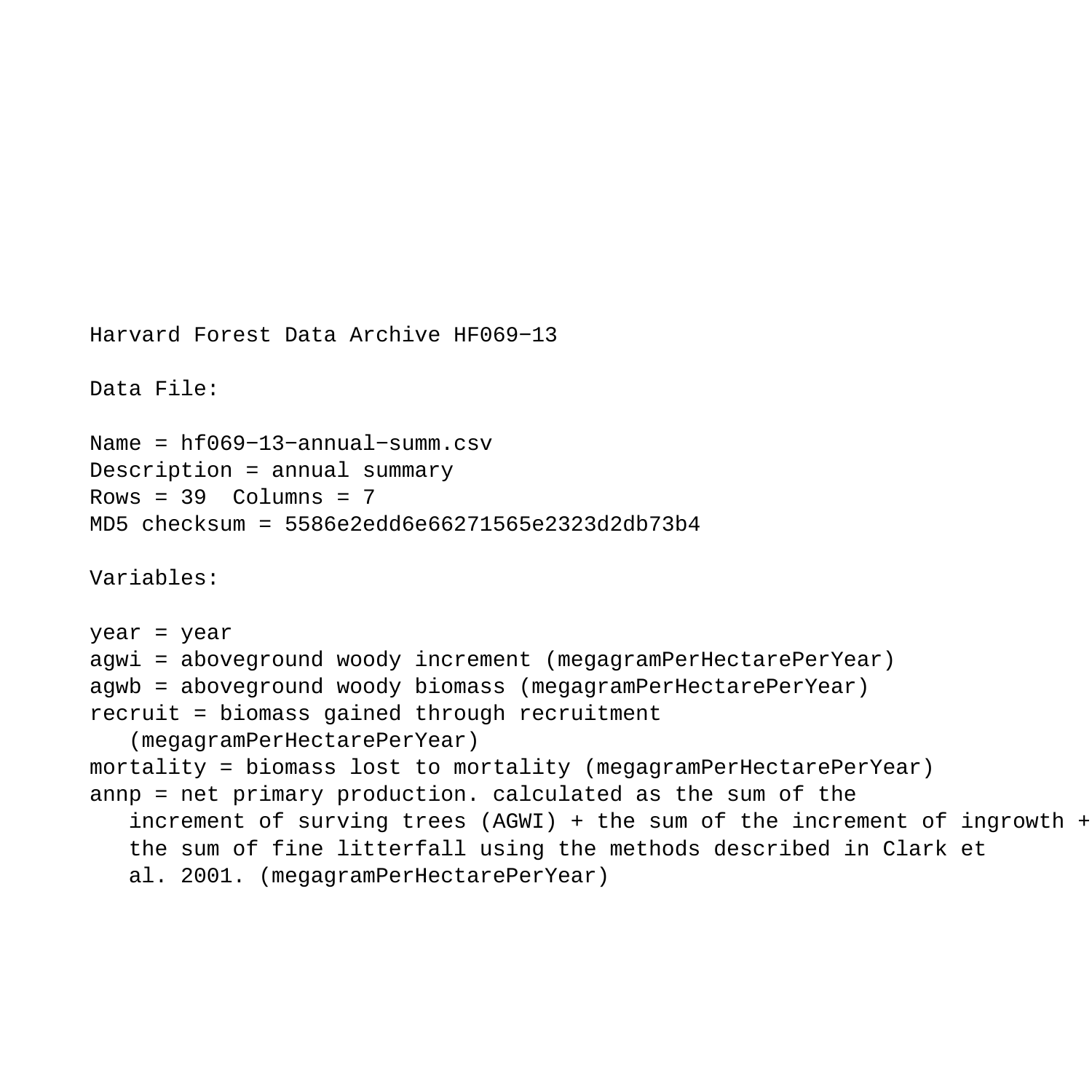Harvard Forest Data Archive HF069-13

Data File:

Name = hf069-13-annual-summ.csv
Description = annual summary
Rows = 39  Columns = 7
MD5 checksum = 5586e2edd6e66271565e2323d2db73b4

Variables:

year = year
agwi = aboveground woody increment (megagramPerHectarePerYear)
agwb = aboveground woody biomass (megagramPerHectarePerYear)
recruit = biomass gained through recruitment (megagramPerHectarePerYear)
mortality = biomass lost to mortality (megagramPerHectarePerYear)
annp = net primary production. calculated as the sum of the increment of surving trees (AGWI) + the sum of the increment of ingrowth + the sum of fine litterfall using the methods described in Clark et al. 2001. (megagramPerHectarePerYear)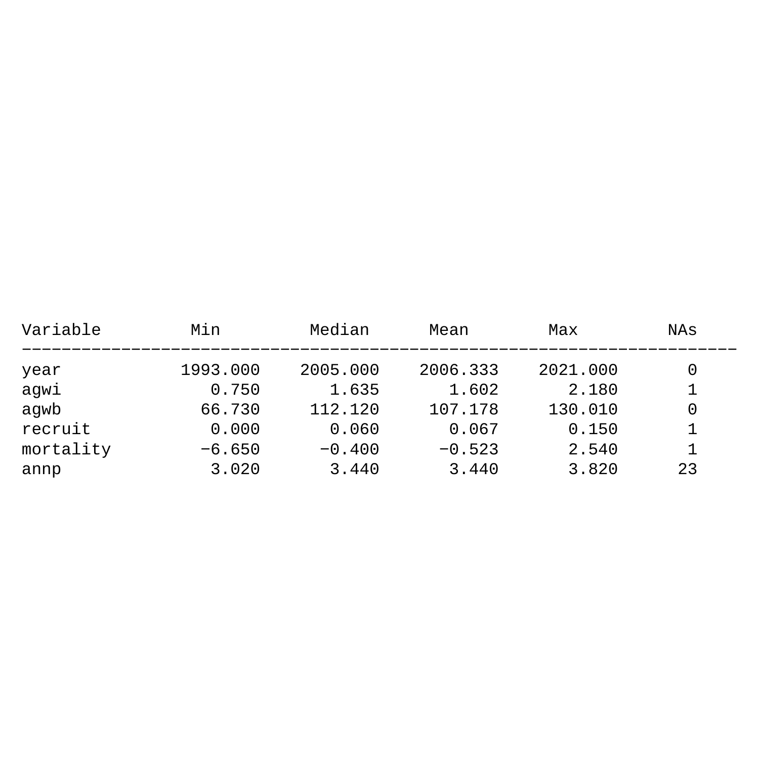| Variable | Min | Median | Mean | Max | NAs |
|---|---|---|---|---|---|
| year | 1993.000 | 2005.000 | 2006.333 | 2021.000 | 0 |
| agwi | 0.750 | 1.635 | 1.602 | 2.180 | 1 |
| agwb | 66.730 | 112.120 | 107.178 | 130.010 | 0 |
| recruit | 0.000 | 0.060 | 0.067 | 0.150 | 1 |
| mortality | −6.650 | −0.400 | −0.523 | 2.540 | 1 |
| annp | 3.020 | 3.440 | 3.440 | 3.820 | 23 |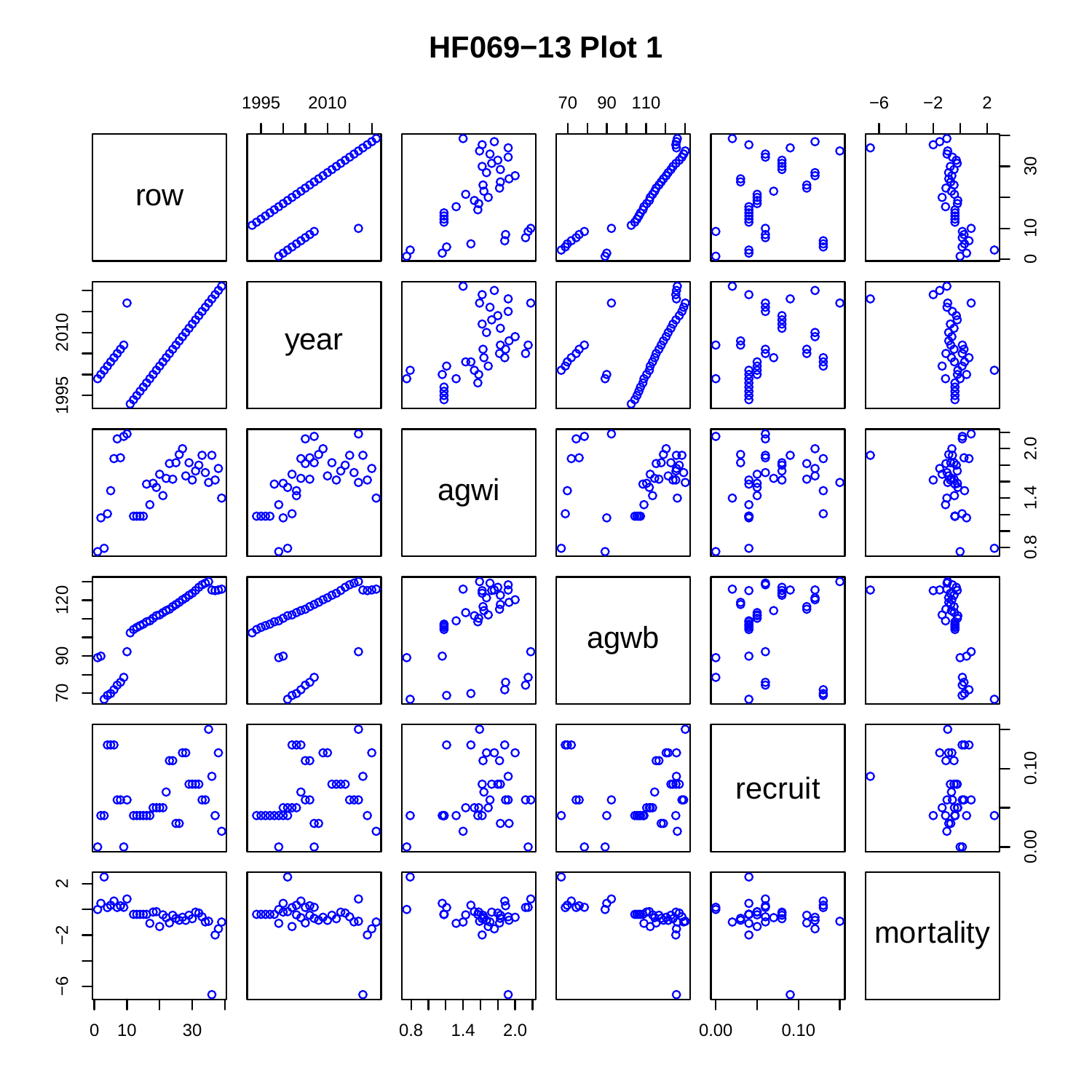# HF069−13 Plot 1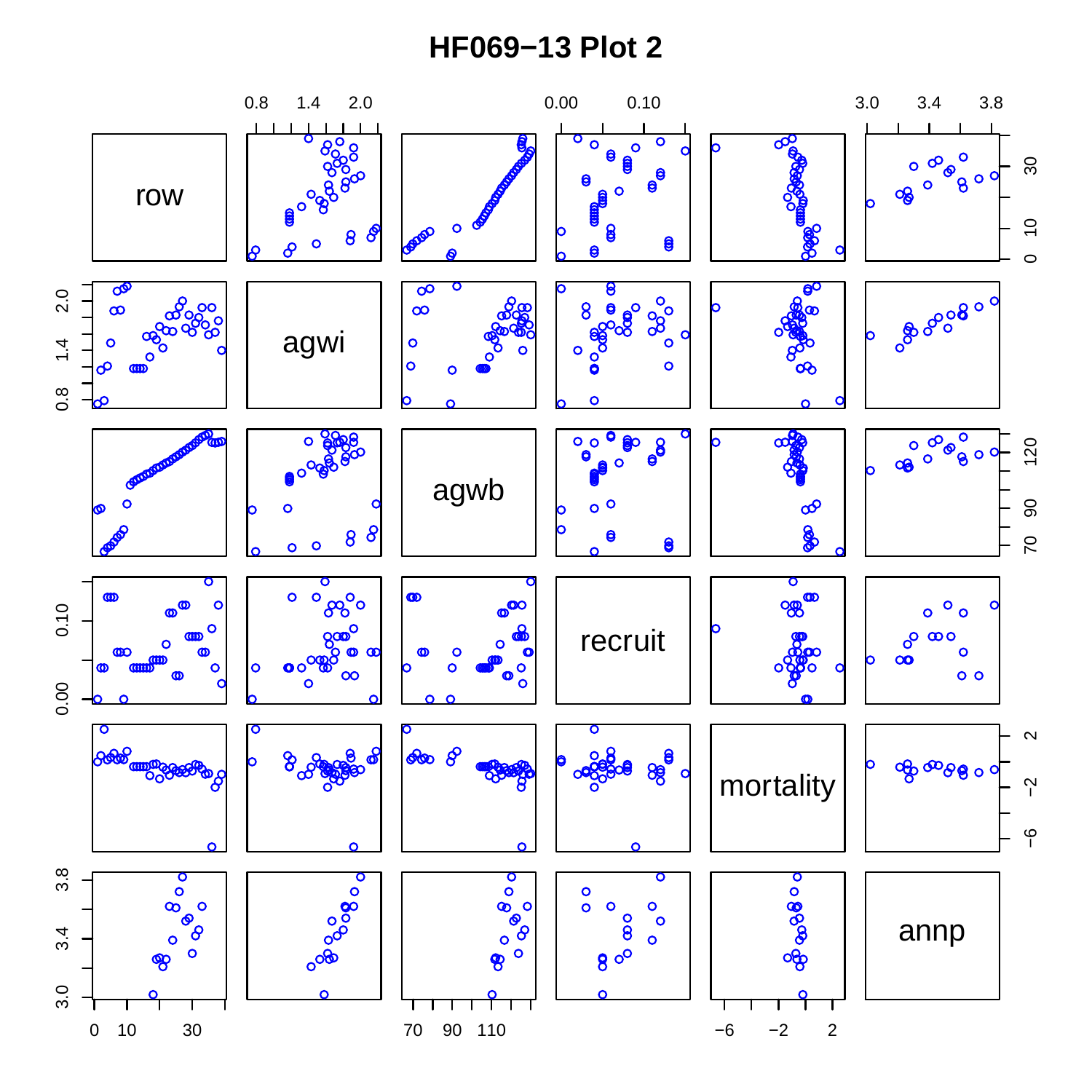# HF069−13 Plot 2

row

agwi

agwb

recruit

mortality

annp

0.8 1.4 2.0

0.00 0.10

3.0 3.4 3.8

0 10 30

2.0 1.4 0.8

120 90 70

0.10 0.00

2 −2 −6

3.8 3.4 3.0

0 10 30

70 90 110

−6 −2 2